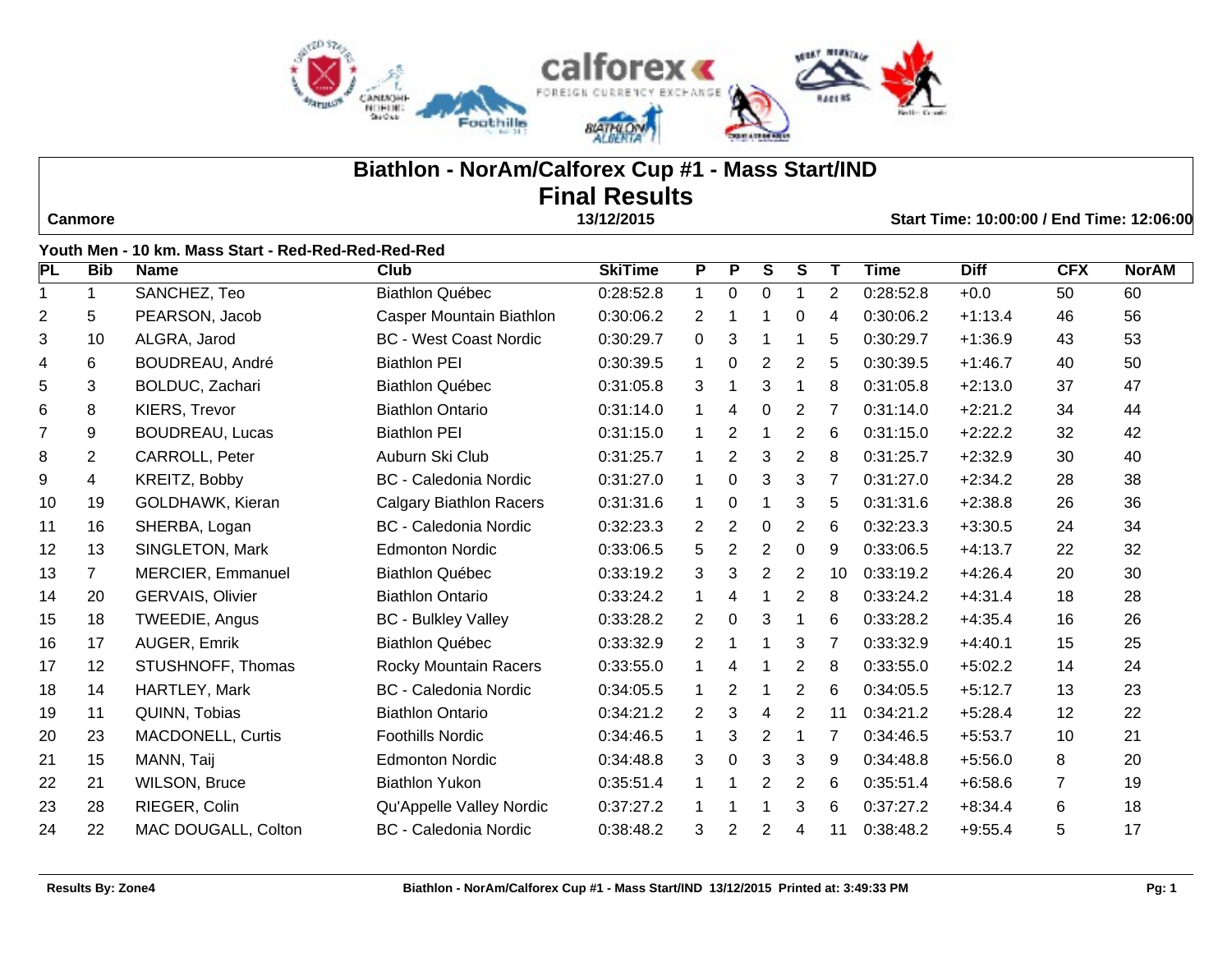# Biathlon - NorAm/Calforex Cup #1 - Mass Start/IND

## Final Results

**Canmore** | **13/12/2015** | **Start Time: 10:00:00 / End Time: 12:06:00**

### Youth Men - 10 km. Mass Start - Red-Red-Red-Red-Red

| PL | Bib | Name | Club | SkiTime | P | P | S | S | T | Time | Diff | CFX | NorAM |
|---|---|---|---|---|---|---|---|---|---|---|---|---|---|
| 1 | 1 | SANCHEZ, Teo | Biathlon Québec | 0:28:52.8 | 1 | 0 | 0 | 1 | 2 | 0:28:52.8 | +0.0 | 50 | 60 |
| 2 | 5 | PEARSON, Jacob | Casper Mountain Biathlon | 0:30:06.2 | 2 | 1 | 1 | 0 | 4 | 0:30:06.2 | +1:13.4 | 46 | 56 |
| 3 | 10 | ALGRA, Jarod | BC - West Coast Nordic | 0:30:29.7 | 0 | 3 | 1 | 1 | 5 | 0:30:29.7 | +1:36.9 | 43 | 53 |
| 4 | 6 | BOUDREAU, André | Biathlon PEI | 0:30:39.5 | 1 | 0 | 2 | 2 | 5 | 0:30:39.5 | +1:46.7 | 40 | 50 |
| 5 | 3 | BOLDUC, Zachari | Biathlon Québec | 0:31:05.8 | 3 | 1 | 3 | 1 | 8 | 0:31:05.8 | +2:13.0 | 37 | 47 |
| 6 | 8 | KIERS, Trevor | Biathlon Ontario | 0:31:14.0 | 1 | 4 | 0 | 2 | 7 | 0:31:14.0 | +2:21.2 | 34 | 44 |
| 7 | 9 | BOUDREAU, Lucas | Biathlon PEI | 0:31:15.0 | 1 | 2 | 1 | 2 | 6 | 0:31:15.0 | +2:22.2 | 32 | 42 |
| 8 | 2 | CARROLL, Peter | Auburn Ski Club | 0:31:25.7 | 1 | 2 | 3 | 2 | 8 | 0:31:25.7 | +2:32.9 | 30 | 40 |
| 9 | 4 | KREITZ, Bobby | BC - Caledonia Nordic | 0:31:27.0 | 1 | 0 | 3 | 3 | 7 | 0:31:27.0 | +2:34.2 | 28 | 38 |
| 10 | 19 | GOLDHAWK, Kieran | Calgary Biathlon Racers | 0:31:31.6 | 1 | 0 | 1 | 3 | 5 | 0:31:31.6 | +2:38.8 | 26 | 36 |
| 11 | 16 | SHERBA, Logan | BC - Caledonia Nordic | 0:32:23.3 | 2 | 2 | 0 | 2 | 6 | 0:32:23.3 | +3:30.5 | 24 | 34 |
| 12 | 13 | SINGLETON, Mark | Edmonton Nordic | 0:33:06.5 | 5 | 2 | 2 | 0 | 9 | 0:33:06.5 | +4:13.7 | 22 | 32 |
| 13 | 7 | MERCIER, Emmanuel | Biathlon Québec | 0:33:19.2 | 3 | 3 | 2 | 2 | 10 | 0:33:19.2 | +4:26.4 | 20 | 30 |
| 14 | 20 | GERVAIS, Olivier | Biathlon Ontario | 0:33:24.2 | 1 | 4 | 1 | 2 | 8 | 0:33:24.2 | +4:31.4 | 18 | 28 |
| 15 | 18 | TWEEDIE, Angus | BC - Bulkley Valley | 0:33:28.2 | 2 | 0 | 3 | 1 | 6 | 0:33:28.2 | +4:35.4 | 16 | 26 |
| 16 | 17 | AUGER, Emrik | Biathlon Québec | 0:33:32.9 | 2 | 1 | 1 | 3 | 7 | 0:33:32.9 | +4:40.1 | 15 | 25 |
| 17 | 12 | STUSHNOFF, Thomas | Rocky Mountain Racers | 0:33:55.0 | 1 | 4 | 1 | 2 | 8 | 0:33:55.0 | +5:02.2 | 14 | 24 |
| 18 | 14 | HARTLEY, Mark | BC - Caledonia Nordic | 0:34:05.5 | 1 | 2 | 1 | 2 | 6 | 0:34:05.5 | +5:12.7 | 13 | 23 |
| 19 | 11 | QUINN, Tobias | Biathlon Ontario | 0:34:21.2 | 2 | 3 | 4 | 2 | 11 | 0:34:21.2 | +5:28.4 | 12 | 22 |
| 20 | 23 | MACDONELL, Curtis | Foothills Nordic | 0:34:46.5 | 1 | 3 | 2 | 1 | 7 | 0:34:46.5 | +5:53.7 | 10 | 21 |
| 21 | 15 | MANN, Taij | Edmonton Nordic | 0:34:48.8 | 3 | 0 | 3 | 3 | 9 | 0:34:48.8 | +5:56.0 | 8 | 20 |
| 22 | 21 | WILSON, Bruce | Biathlon Yukon | 0:35:51.4 | 1 | 1 | 2 | 2 | 6 | 0:35:51.4 | +6:58.6 | 7 | 19 |
| 23 | 28 | RIEGER, Colin | Qu'Appelle Valley Nordic | 0:37:27.2 | 1 | 1 | 1 | 3 | 6 | 0:37:27.2 | +8:34.4 | 6 | 18 |
| 24 | 22 | MAC DOUGALL, Colton | BC - Caledonia Nordic | 0:38:48.2 | 3 | 2 | 2 | 4 | 11 | 0:38:48.2 | +9:55.4 | 5 | 17 |

**Results By: Zone4** | **Biathlon - NorAm/Calforex Cup #1 - Mass Start/IND 13/12/2015 Printed at: 3:49:33 PM**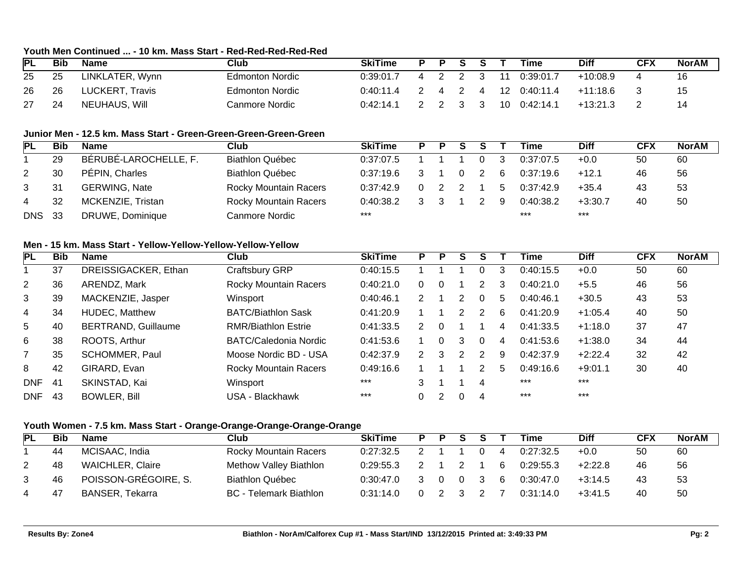**Youth Men Continued ... - 10 km. Mass Start - Red-Red-Red-Red-Red**

| PL | Bib | Name | Club | SkiTime | P | P | S | S | T | Time | Diff | CFX | NorAM |
|---|---|---|---|---|---|---|---|---|---|---|---|---|---|
| 25 | 25 | LINKLATER, Wynn | Edmonton Nordic | 0:39:01.7 | 4 | 2 | 2 | 3 | 11 | 0:39:01.7 | +10:08.9 | 4 | 16 |
| 26 | 26 | LUCKERT, Travis | Edmonton Nordic | 0:40:11.4 | 2 | 4 | 2 | 4 | 12 | 0:40:11.4 | +11:18.6 | 3 | 15 |
| 27 | 24 | NEUHAUS, Will | Canmore Nordic | 0:42:14.1 | 2 | 2 | 3 | 3 | 10 | 0:42:14.1 | +13:21.3 | 2 | 14 |

**Junior Men - 12.5 km. Mass Start - Green-Green-Green-Green-Green**

| PL | Bib | Name | Club | SkiTime | P | P | S | S | T | Time | Diff | CFX | NorAM |
|---|---|---|---|---|---|---|---|---|---|---|---|---|---|
| 1 | 29 | BÉRUBÉ-LAROCHELLE, F. | Biathlon Québec | 0:37:07.5 | 1 | 1 | 1 | 0 | 3 | 0:37:07.5 | +0.0 | 50 | 60 |
| 2 | 30 | PÉPIN, Charles | Biathlon Québec | 0:37:19.6 | 3 | 1 | 0 | 2 | 6 | 0:37:19.6 | +12.1 | 46 | 56 |
| 3 | 31 | GERWING, Nate | Rocky Mountain Racers | 0:37:42.9 | 0 | 2 | 2 | 1 | 5 | 0:37:42.9 | +35.4 | 43 | 53 |
| 4 | 32 | MCKENZIE, Tristan | Rocky Mountain Racers | 0:40:38.2 | 3 | 3 | 1 | 2 | 9 | 0:40:38.2 | +3:30.7 | 40 | 50 |
| DNS | 33 | DRUWE, Dominique | Canmore Nordic | *** | | | | | | *** | *** | | |

**Men - 15 km. Mass Start - Yellow-Yellow-Yellow-Yellow-Yellow**

| PL | Bib | Name | Club | SkiTime | P | P | S | S | T | Time | Diff | CFX | NorAM |
|---|---|---|---|---|---|---|---|---|---|---|---|---|---|
| 1 | 37 | DREISSIGACKER, Ethan | Craftsbury GRP | 0:40:15.5 | 1 | 1 | 1 | 0 | 3 | 0:40:15.5 | +0.0 | 50 | 60 |
| 2 | 36 | ARENDZ, Mark | Rocky Mountain Racers | 0:40:21.0 | 0 | 0 | 1 | 2 | 3 | 0:40:21.0 | +5.5 | 46 | 56 |
| 3 | 39 | MACKENZIE, Jasper | Winsport | 0:40:46.1 | 2 | 1 | 2 | 0 | 5 | 0:40:46.1 | +30.5 | 43 | 53 |
| 4 | 34 | HUDEC, Matthew | BATC/Biathlon Sask | 0:41:20.9 | 1 | 1 | 2 | 2 | 6 | 0:41:20.9 | +1:05.4 | 40 | 50 |
| 5 | 40 | BERTRAND, Guillaume | RMR/Biathlon Estrie | 0:41:33.5 | 2 | 0 | 1 | 1 | 4 | 0:41:33.5 | +1:18.0 | 37 | 47 |
| 6 | 38 | ROOTS, Arthur | BATC/Caledonia Nordic | 0:41:53.6 | 1 | 0 | 3 | 0 | 4 | 0:41:53.6 | +1:38.0 | 34 | 44 |
| 7 | 35 | SCHOMMER, Paul | Moose Nordic BD - USA | 0:42:37.9 | 2 | 3 | 2 | 2 | 9 | 0:42:37.9 | +2:22.4 | 32 | 42 |
| 8 | 42 | GIRARD, Evan | Rocky Mountain Racers | 0:49:16.6 | 1 | 1 | 1 | 2 | 5 | 0:49:16.6 | +9:01.1 | 30 | 40 |
| DNF | 41 | SKINSTAD, Kai | Winsport | *** | 3 | 1 | 1 | 4 | | *** | *** | | |
| DNF | 43 | BOWLER, Bill | USA - Blackhawk | *** | 0 | 2 | 0 | 4 | | *** | *** | | |

**Youth Women - 7.5 km. Mass Start - Orange-Orange-Orange-Orange-Orange**

| PL | Bib | Name | Club | SkiTime | P | P | S | S | T | Time | Diff | CFX | NorAM |
|---|---|---|---|---|---|---|---|---|---|---|---|---|---|
| 1 | 44 | MCISAAC, India | Rocky Mountain Racers | 0:27:32.5 | 2 | 1 | 1 | 0 | 4 | 0:27:32.5 | +0.0 | 50 | 60 |
| 2 | 48 | WAICHLER, Claire | Methow Valley Biathlon | 0:29:55.3 | 2 | 1 | 2 | 1 | 6 | 0:29:55.3 | +2:22.8 | 46 | 56 |
| 3 | 46 | POISSON-GRÉGOIRE, S. | Biathlon Québec | 0:30:47.0 | 3 | 0 | 0 | 3 | 6 | 0:30:47.0 | +3:14.5 | 43 | 53 |
| 4 | 47 | BANSER, Tekarra | BC - Telemark Biathlon | 0:31:14.0 | 0 | 2 | 3 | 2 | 7 | 0:31:14.0 | +3:41.5 | 40 | 50 |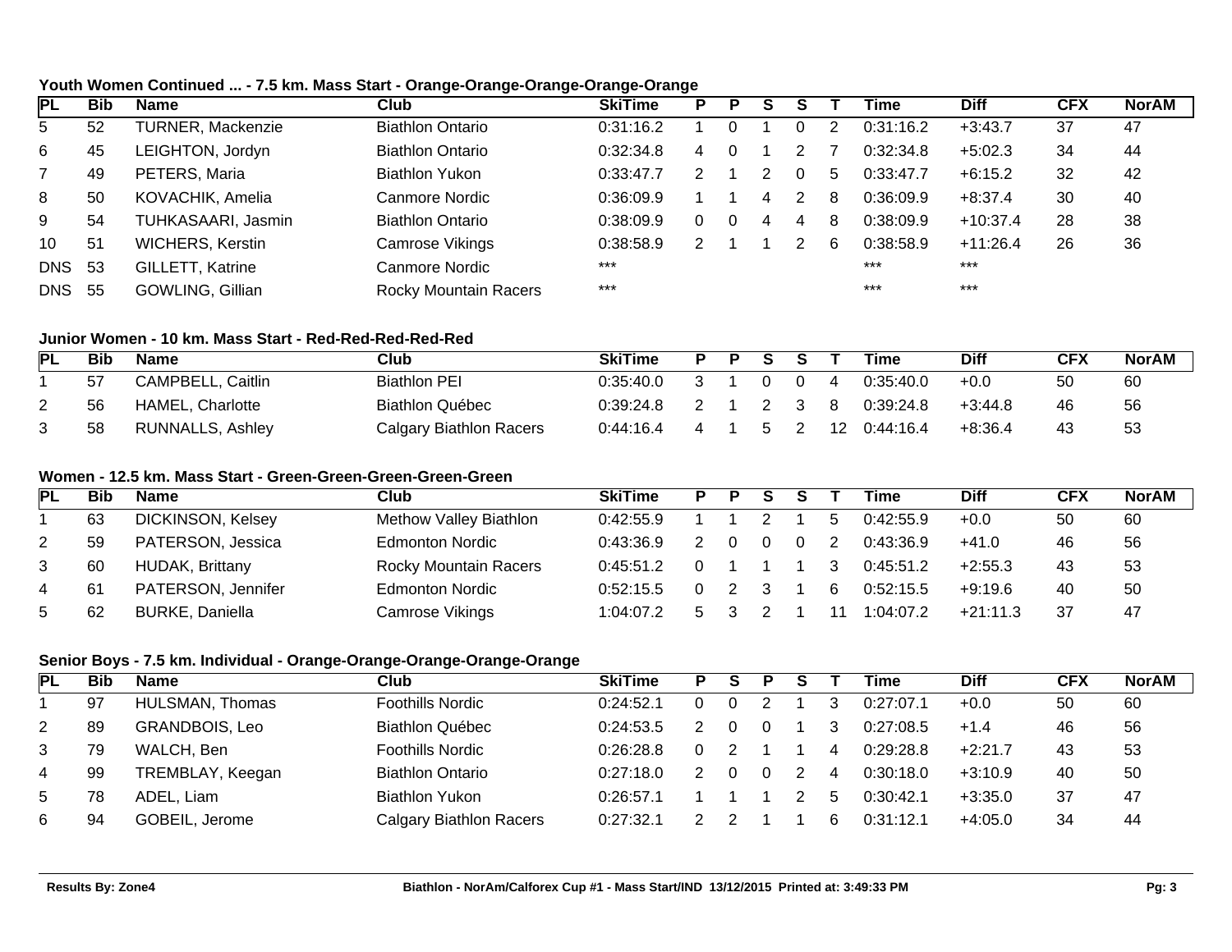### Youth Women Continued ... - 7.5 km. Mass Start - Orange-Orange-Orange-Orange-Orange

| PL | Bib | Name | Club | SkiTime | P | P | S | S | T | Time | Diff | CFX | NorAM |
|---|---|---|---|---|---|---|---|---|---|---|---|---|---|
| 5 | 52 | TURNER, Mackenzie | Biathlon Ontario | 0:31:16.2 | 1 | 0 | 1 | 0 | 2 | 0:31:16.2 | +3:43.7 | 37 | 47 |
| 6 | 45 | LEIGHTON, Jordyn | Biathlon Ontario | 0:32:34.8 | 4 | 0 | 1 | 2 | 7 | 0:32:34.8 | +5:02.3 | 34 | 44 |
| 7 | 49 | PETERS, Maria | Biathlon Yukon | 0:33:47.7 | 2 | 1 | 2 | 0 | 5 | 0:33:47.7 | +6:15.2 | 32 | 42 |
| 8 | 50 | KOVACHIK, Amelia | Canmore Nordic | 0:36:09.9 | 1 | 1 | 4 | 2 | 8 | 0:36:09.9 | +8:37.4 | 30 | 40 |
| 9 | 54 | TUHKASAARI, Jasmin | Biathlon Ontario | 0:38:09.9 | 0 | 0 | 4 | 4 | 8 | 0:38:09.9 | +10:37.4 | 28 | 38 |
| 10 | 51 | WICHERS, Kerstin | Camrose Vikings | 0:38:58.9 | 2 | 1 | 1 | 2 | 6 | 0:38:58.9 | +11:26.4 | 26 | 36 |
| DNS | 53 | GILLETT, Katrine | Canmore Nordic | *** | | | | | | *** | *** | | |
| DNS | 55 | GOWLING, Gillian | Rocky Mountain Racers | *** | | | | | | *** | *** | | |

### Junior Women - 10 km. Mass Start - Red-Red-Red-Red-Red

| PL | Bib | Name | Club | SkiTime | P | P | S | S | T | Time | Diff | CFX | NorAM |
|---|---|---|---|---|---|---|---|---|---|---|---|---|---|
| 1 | 57 | CAMPBELL, Caitlin | Biathlon PEI | 0:35:40.0 | 3 | 1 | 0 | 0 | 4 | 0:35:40.0 | +0.0 | 50 | 60 |
| 2 | 56 | HAMEL, Charlotte | Biathlon Québec | 0:39:24.8 | 2 | 1 | 2 | 3 | 8 | 0:39:24.8 | +3:44.8 | 46 | 56 |
| 3 | 58 | RUNNALLS, Ashley | Calgary Biathlon Racers | 0:44:16.4 | 4 | 1 | 5 | 2 | 12 | 0:44:16.4 | +8:36.4 | 43 | 53 |

### Women - 12.5 km. Mass Start - Green-Green-Green-Green-Green

| PL | Bib | Name | Club | SkiTime | P | P | S | S | T | Time | Diff | CFX | NorAM |
|---|---|---|---|---|---|---|---|---|---|---|---|---|---|
| 1 | 63 | DICKINSON, Kelsey | Methow Valley Biathlon | 0:42:55.9 | 1 | 1 | 2 | 1 | 5 | 0:42:55.9 | +0.0 | 50 | 60 |
| 2 | 59 | PATERSON, Jessica | Edmonton Nordic | 0:43:36.9 | 2 | 0 | 0 | 0 | 2 | 0:43:36.9 | +41.0 | 46 | 56 |
| 3 | 60 | HUDAK, Brittany | Rocky Mountain Racers | 0:45:51.2 | 0 | 1 | 1 | 1 | 3 | 0:45:51.2 | +2:55.3 | 43 | 53 |
| 4 | 61 | PATERSON, Jennifer | Edmonton Nordic | 0:52:15.5 | 0 | 2 | 3 | 1 | 6 | 0:52:15.5 | +9:19.6 | 40 | 50 |
| 5 | 62 | BURKE, Daniella | Camrose Vikings | 1:04:07.2 | 5 | 3 | 2 | 1 | 11 | 1:04:07.2 | +21:11.3 | 37 | 47 |

### Senior Boys - 7.5 km. Individual - Orange-Orange-Orange-Orange-Orange

| PL | Bib | Name | Club | SkiTime | P | S | P | S | T | Time | Diff | CFX | NorAM |
|---|---|---|---|---|---|---|---|---|---|---|---|---|---|
| 1 | 97 | HULSMAN, Thomas | Foothills Nordic | 0:24:52.1 | 0 | 0 | 2 | 1 | 3 | 0:27:07.1 | +0.0 | 50 | 60 |
| 2 | 89 | GRANDBOIS, Leo | Biathlon Québec | 0:24:53.5 | 2 | 0 | 0 | 1 | 3 | 0:27:08.5 | +1.4 | 46 | 56 |
| 3 | 79 | WALCH, Ben | Foothills Nordic | 0:26:28.8 | 0 | 2 | 1 | 1 | 4 | 0:29:28.8 | +2:21.7 | 43 | 53 |
| 4 | 99 | TREMBLAY, Keegan | Biathlon Ontario | 0:27:18.0 | 2 | 0 | 0 | 2 | 4 | 0:30:18.0 | +3:10.9 | 40 | 50 |
| 5 | 78 | ADEL, Liam | Biathlon Yukon | 0:26:57.1 | 1 | 1 | 1 | 2 | 5 | 0:30:42.1 | +3:35.0 | 37 | 47 |
| 6 | 94 | GOBEIL, Jerome | Calgary Biathlon Racers | 0:27:32.1 | 2 | 2 | 1 | 1 | 6 | 0:31:12.1 | +4:05.0 | 34 | 44 |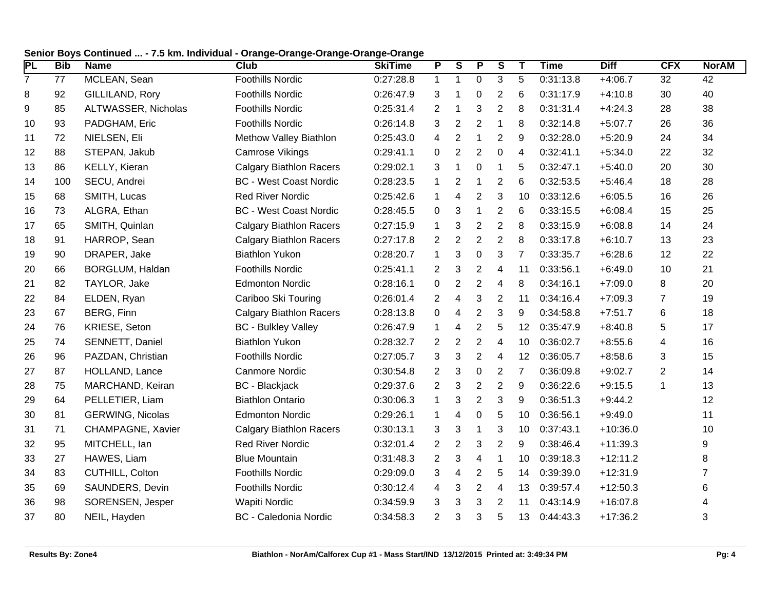**Senior Boys Continued ... - 7.5 km. Individual - Orange-Orange-Orange-Orange-Orange**

| PL | Bib | Name | Club | SkiTime | P | S | P | S | T | Time | Diff | CFX | NorAM |
|---|---|---|---|---|---|---|---|---|---|---|---|---|---|
| 7 | 77 | MCLEAN, Sean | Foothills Nordic | 0:27:28.8 | 1 | 1 | 0 | 3 | 5 | 0:31:13.8 | +4:06.7 | 32 | 42 |
| 8 | 92 | GILLILAND, Rory | Foothills Nordic | 0:26:47.9 | 3 | 1 | 0 | 2 | 6 | 0:31:17.9 | +4:10.8 | 30 | 40 |
| 9 | 85 | ALTWASSER, Nicholas | Foothills Nordic | 0:25:31.4 | 2 | 1 | 3 | 2 | 8 | 0:31:31.4 | +4:24.3 | 28 | 38 |
| 10 | 93 | PADGHAM, Eric | Foothills Nordic | 0:26:14.8 | 3 | 2 | 2 | 1 | 8 | 0:32:14.8 | +5:07.7 | 26 | 36 |
| 11 | 72 | NIELSEN, Eli | Methow Valley Biathlon | 0:25:43.0 | 4 | 2 | 1 | 2 | 9 | 0:32:28.0 | +5:20.9 | 24 | 34 |
| 12 | 88 | STEPAN, Jakub | Camrose Vikings | 0:29:41.1 | 0 | 2 | 2 | 0 | 4 | 0:32:41.1 | +5:34.0 | 22 | 32 |
| 13 | 86 | KELLY, Kieran | Calgary Biathlon Racers | 0:29:02.1 | 3 | 1 | 0 | 1 | 5 | 0:32:47.1 | +5:40.0 | 20 | 30 |
| 14 | 100 | SECU, Andrei | BC - West Coast Nordic | 0:28:23.5 | 1 | 2 | 1 | 2 | 6 | 0:32:53.5 | +5:46.4 | 18 | 28 |
| 15 | 68 | SMITH, Lucas | Red River Nordic | 0:25:42.6 | 1 | 4 | 2 | 3 | 10 | 0:33:12.6 | +6:05.5 | 16 | 26 |
| 16 | 73 | ALGRA, Ethan | BC - West Coast Nordic | 0:28:45.5 | 0 | 3 | 1 | 2 | 6 | 0:33:15.5 | +6:08.4 | 15 | 25 |
| 17 | 65 | SMITH, Quinlan | Calgary Biathlon Racers | 0:27:15.9 | 1 | 3 | 2 | 2 | 8 | 0:33:15.9 | +6:08.8 | 14 | 24 |
| 18 | 91 | HARROP, Sean | Calgary Biathlon Racers | 0:27:17.8 | 2 | 2 | 2 | 2 | 8 | 0:33:17.8 | +6:10.7 | 13 | 23 |
| 19 | 90 | DRAPER, Jake | Biathlon Yukon | 0:28:20.7 | 1 | 3 | 0 | 3 | 7 | 0:33:35.7 | +6:28.6 | 12 | 22 |
| 20 | 66 | BORGLUM, Haldan | Foothills Nordic | 0:25:41.1 | 2 | 3 | 2 | 4 | 11 | 0:33:56.1 | +6:49.0 | 10 | 21 |
| 21 | 82 | TAYLOR, Jake | Edmonton Nordic | 0:28:16.1 | 0 | 2 | 2 | 4 | 8 | 0:34:16.1 | +7:09.0 | 8 | 20 |
| 22 | 84 | ELDEN, Ryan | Cariboo Ski Touring | 0:26:01.4 | 2 | 4 | 3 | 2 | 11 | 0:34:16.4 | +7:09.3 | 7 | 19 |
| 23 | 67 | BERG, Finn | Calgary Biathlon Racers | 0:28:13.8 | 0 | 4 | 2 | 3 | 9 | 0:34:58.8 | +7:51.7 | 6 | 18 |
| 24 | 76 | KRIESE, Seton | BC - Bulkley Valley | 0:26:47.9 | 1 | 4 | 2 | 5 | 12 | 0:35:47.9 | +8:40.8 | 5 | 17 |
| 25 | 74 | SENNETT, Daniel | Biathlon Yukon | 0:28:32.7 | 2 | 2 | 2 | 4 | 10 | 0:36:02.7 | +8:55.6 | 4 | 16 |
| 26 | 96 | PAZDAN, Christian | Foothills Nordic | 0:27:05.7 | 3 | 3 | 2 | 4 | 12 | 0:36:05.7 | +8:58.6 | 3 | 15 |
| 27 | 87 | HOLLAND, Lance | Canmore Nordic | 0:30:54.8 | 2 | 3 | 0 | 2 | 7 | 0:36:09.8 | +9:02.7 | 2 | 14 |
| 28 | 75 | MARCHAND, Keiran | BC - Blackjack | 0:29:37.6 | 2 | 3 | 2 | 2 | 9 | 0:36:22.6 | +9:15.5 | 1 | 13 |
| 29 | 64 | PELLETIER, Liam | Biathlon Ontario | 0:30:06.3 | 1 | 3 | 2 | 3 | 9 | 0:36:51.3 | +9:44.2 | | 12 |
| 30 | 81 | GERWING, Nicolas | Edmonton Nordic | 0:29:26.1 | 1 | 4 | 0 | 5 | 10 | 0:36:56.1 | +9:49.0 | | 11 |
| 31 | 71 | CHAMPAGNE, Xavier | Calgary Biathlon Racers | 0:30:13.1 | 3 | 3 | 1 | 3 | 10 | 0:37:43.1 | +10:36.0 | | 10 |
| 32 | 95 | MITCHELL, Ian | Red River Nordic | 0:32:01.4 | 2 | 2 | 3 | 2 | 9 | 0:38:46.4 | +11:39.3 | | 9 |
| 33 | 27 | HAWES, Liam | Blue Mountain | 0:31:48.3 | 2 | 3 | 4 | 1 | 10 | 0:39:18.3 | +12:11.2 | | 8 |
| 34 | 83 | CUTHILL, Colton | Foothills Nordic | 0:29:09.0 | 3 | 4 | 2 | 5 | 14 | 0:39:39.0 | +12:31.9 | | 7 |
| 35 | 69 | SAUNDERS, Devin | Foothills Nordic | 0:30:12.4 | 4 | 3 | 2 | 4 | 13 | 0:39:57.4 | +12:50.3 | | 6 |
| 36 | 98 | SORENSEN, Jesper | Wapiti Nordic | 0:34:59.9 | 3 | 3 | 3 | 2 | 11 | 0:43:14.9 | +16:07.8 | | 4 |
| 37 | 80 | NEIL, Hayden | BC - Caledonia Nordic | 0:34:58.3 | 2 | 3 | 3 | 5 | 13 | 0:44:43.3 | +17:36.2 | | 3 |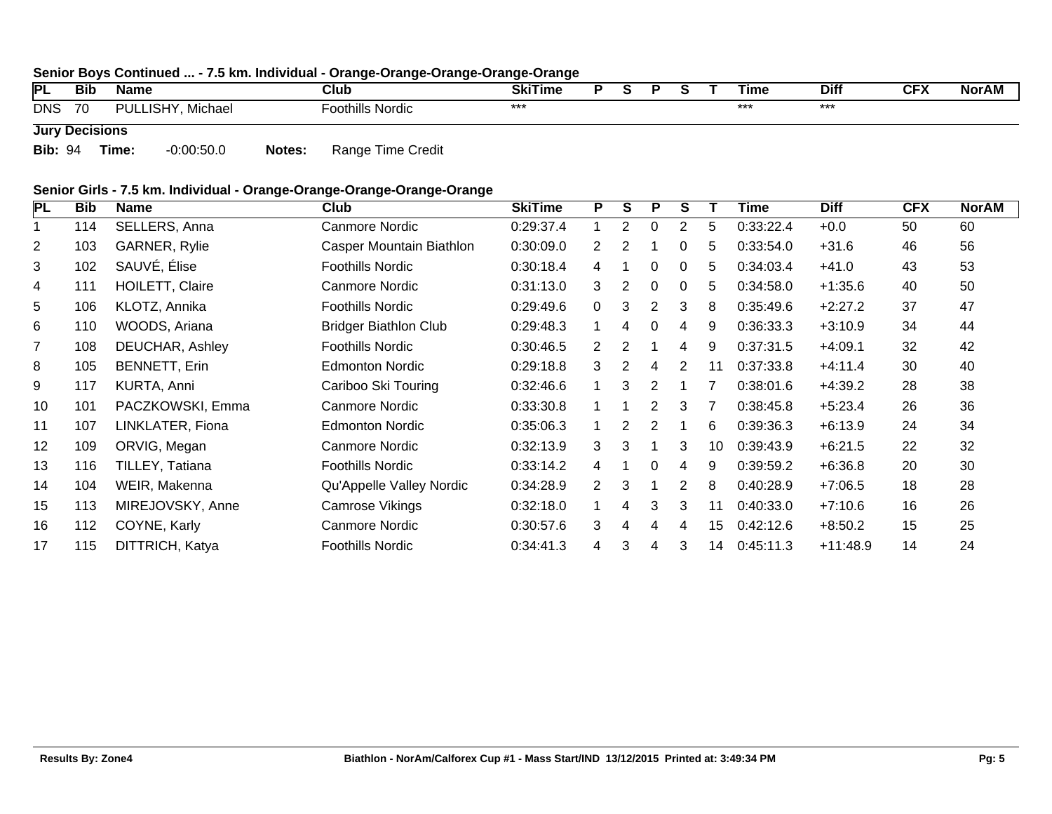**Senior Boys Continued ... - 7.5 km. Individual - Orange-Orange-Orange-Orange-Orange**

| PL | Bib | Name | Club | SkiTime | P | S | P | S | T | Time | Diff | CFX | NorAM |
|---|---|---|---|---|---|---|---|---|---|---|---|---|---|
| DNS | 70 | PULLISHY, Michael | Foothills Nordic | *** | | | | | | *** | *** | | |

**Jury Decisions**

**Bib:** 94 **Time:** -0:00:50.0 **Notes:** Range Time Credit

**Senior Girls - 7.5 km. Individual - Orange-Orange-Orange-Orange-Orange**

| PL | Bib | Name | Club | SkiTime | P | S | P | S | T | Time | Diff | CFX | NorAM |
|---|---|---|---|---|---|---|---|---|---|---|---|---|---|
| 1 | 114 | SELLERS, Anna | Canmore Nordic | 0:29:37.4 | 1 | 2 | 0 | 2 | 5 | 0:33:22.4 | +0.0 | 50 | 60 |
| 2 | 103 | GARNER, Rylie | Casper Mountain Biathlon | 0:30:09.0 | 2 | 2 | 1 | 0 | 5 | 0:33:54.0 | +31.6 | 46 | 56 |
| 3 | 102 | SAUVÉ, Élise | Foothills Nordic | 0:30:18.4 | 4 | 1 | 0 | 0 | 5 | 0:34:03.4 | +41.0 | 43 | 53 |
| 4 | 111 | HOILETT, Claire | Canmore Nordic | 0:31:13.0 | 3 | 2 | 0 | 0 | 5 | 0:34:58.0 | +1:35.6 | 40 | 50 |
| 5 | 106 | KLOTZ, Annika | Foothills Nordic | 0:29:49.6 | 0 | 3 | 2 | 3 | 8 | 0:35:49.6 | +2:27.2 | 37 | 47 |
| 6 | 110 | WOODS, Ariana | Bridger Biathlon Club | 0:29:48.3 | 1 | 4 | 0 | 4 | 9 | 0:36:33.3 | +3:10.9 | 34 | 44 |
| 7 | 108 | DEUCHAR, Ashley | Foothills Nordic | 0:30:46.5 | 2 | 2 | 1 | 4 | 9 | 0:37:31.5 | +4:09.1 | 32 | 42 |
| 8 | 105 | BENNETT, Erin | Edmonton Nordic | 0:29:18.8 | 3 | 2 | 4 | 2 | 11 | 0:37:33.8 | +4:11.4 | 30 | 40 |
| 9 | 117 | KURTA, Anni | Cariboo Ski Touring | 0:32:46.6 | 1 | 3 | 2 | 1 | 7 | 0:38:01.6 | +4:39.2 | 28 | 38 |
| 10 | 101 | PACZKOWSKI, Emma | Canmore Nordic | 0:33:30.8 | 1 | 1 | 2 | 3 | 7 | 0:38:45.8 | +5:23.4 | 26 | 36 |
| 11 | 107 | LINKLATER, Fiona | Edmonton Nordic | 0:35:06.3 | 1 | 2 | 2 | 1 | 6 | 0:39:36.3 | +6:13.9 | 24 | 34 |
| 12 | 109 | ORVIG, Megan | Canmore Nordic | 0:32:13.9 | 3 | 3 | 1 | 3 | 10 | 0:39:43.9 | +6:21.5 | 22 | 32 |
| 13 | 116 | TILLEY, Tatiana | Foothills Nordic | 0:33:14.2 | 4 | 1 | 0 | 4 | 9 | 0:39:59.2 | +6:36.8 | 20 | 30 |
| 14 | 104 | WEIR, Makenna | Qu'Appelle Valley Nordic | 0:34:28.9 | 2 | 3 | 1 | 2 | 8 | 0:40:28.9 | +7:06.5 | 18 | 28 |
| 15 | 113 | MIREJOVSKY, Anne | Camrose Vikings | 0:32:18.0 | 1 | 4 | 3 | 3 | 11 | 0:40:33.0 | +7:10.6 | 16 | 26 |
| 16 | 112 | COYNE, Karly | Canmore Nordic | 0:30:57.6 | 3 | 4 | 4 | 4 | 15 | 0:42:12.6 | +8:50.2 | 15 | 25 |
| 17 | 115 | DITTRICH, Katya | Foothills Nordic | 0:34:41.3 | 4 | 3 | 4 | 3 | 14 | 0:45:11.3 | +11:48.9 | 14 | 24 |